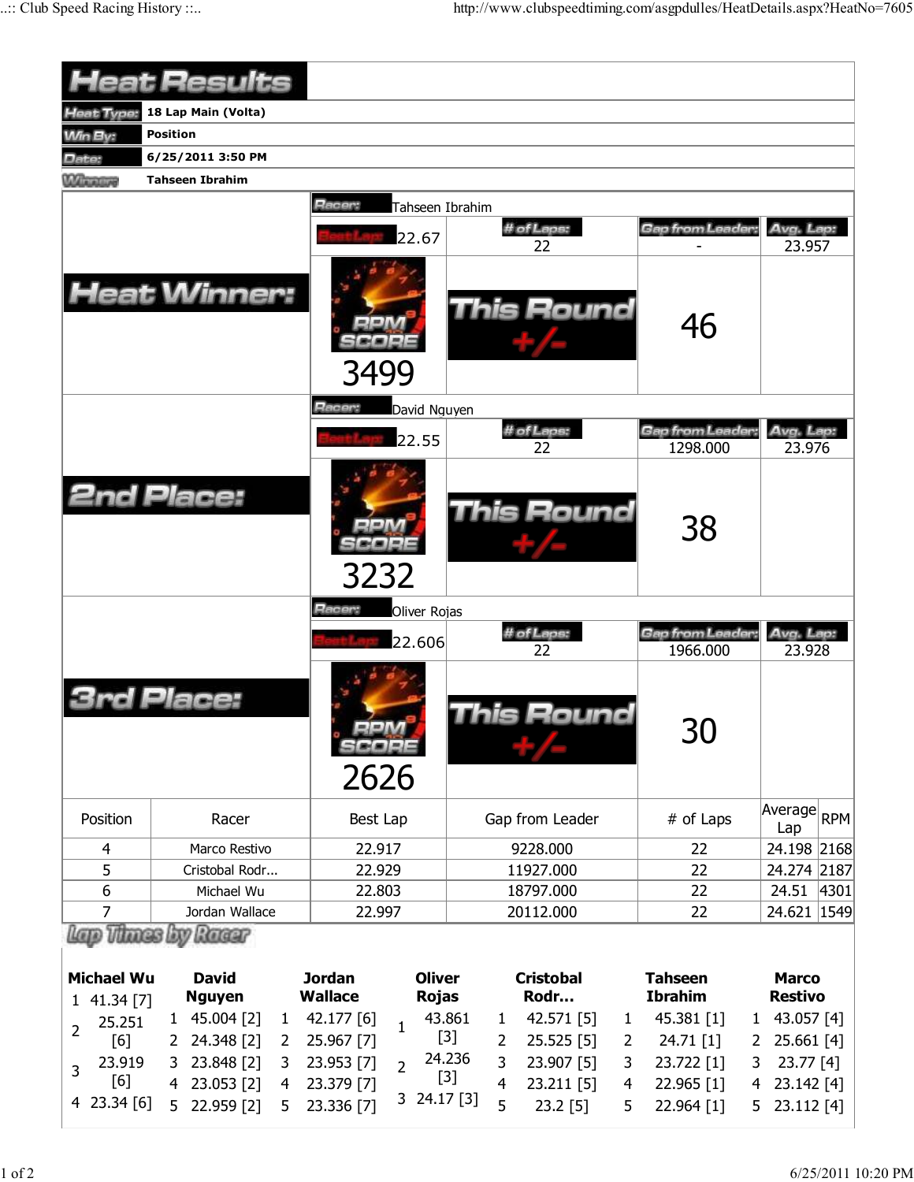# Heat Results

| | |
|---|---|
| Heat Type: | 18 Lap Main (Volta) |
| Win By: | Position |
| Date: | 6/25/2011 3:50 PM |
| Winners | Tahseen Ibrahim |

## Heat Winner:

Racer: Tahseen Ibrahim

| Best Lap | # of Laps | Gap from Leader | Avg. Lap |
|---|---|---|---|
| 22.67 | 22 | - | 23.957 |

RPM SCORE: 3499

This Round +/-: 46

## 2nd Place:

Racer: David Nguyen

| Best Lap | # of Laps | Gap from Leader | Avg. Lap |
|---|---|---|---|
| 22.55 | 22 | 1298.000 | 23.976 |

RPM SCORE: 3232

This Round +/-: 38

## 3rd Place:

Racer: Oliver Rojas

| Best Lap | # of Laps | Gap from Leader | Avg. Lap |
|---|---|---|---|
| 22.606 | 22 | 1966.000 | 23.928 |

RPM SCORE: 2626

This Round +/-: 30

| Position | Racer | Best Lap | Gap from Leader | # of Laps | Average Lap | RPM |
|---|---|---|---|---|---|---|
| 4 | Marco Restivo | 22.917 | 9228.000 | 22 | 24.198 | 2168 |
| 5 | Cristobal Rodr... | 22.929 | 11927.000 | 22 | 24.274 | 2187 |
| 6 | Michael Wu | 22.803 | 18797.000 | 22 | 24.51 | 4301 |
| 7 | Jordan Wallace | 22.997 | 20112.000 | 22 | 24.621 | 1549 |

## Lap Times by Racer

| Michael Wu | David Nguyen | Jordan Wallace | Oliver Rojas | Cristobal Rodr... | Tahseen Ibrahim | Marco Restivo |
|---|---|---|---|---|---|---|
| 1 41.34 [7] | 1 45.004 [2] | 1 42.177 [6] | 1 43.861 [3] | 1 42.571 [5] | 1 45.381 [1] | 1 43.057 [4] |
| 2 25.251 [6] | 2 24.348 [2] | 2 25.967 [7] | 2 24.236 [3] | 2 25.525 [5] | 2 24.71 [1] | 2 25.661 [4] |
| 3 23.919 [6] | 3 23.848 [2] | 3 23.953 [7] | 3 24.17 [3] | 3 23.907 [5] | 3 23.722 [1] | 3 23.77 [4] |
| 4 23.34 [6] | 4 23.053 [2] | 4 23.379 [7] | | 4 23.211 [5] | 4 22.965 [1] | 4 23.142 [4] |
| | 5 22.959 [2] | 5 23.336 [7] | | 5 23.2 [5] | 5 22.964 [1] | 5 23.112 [4] |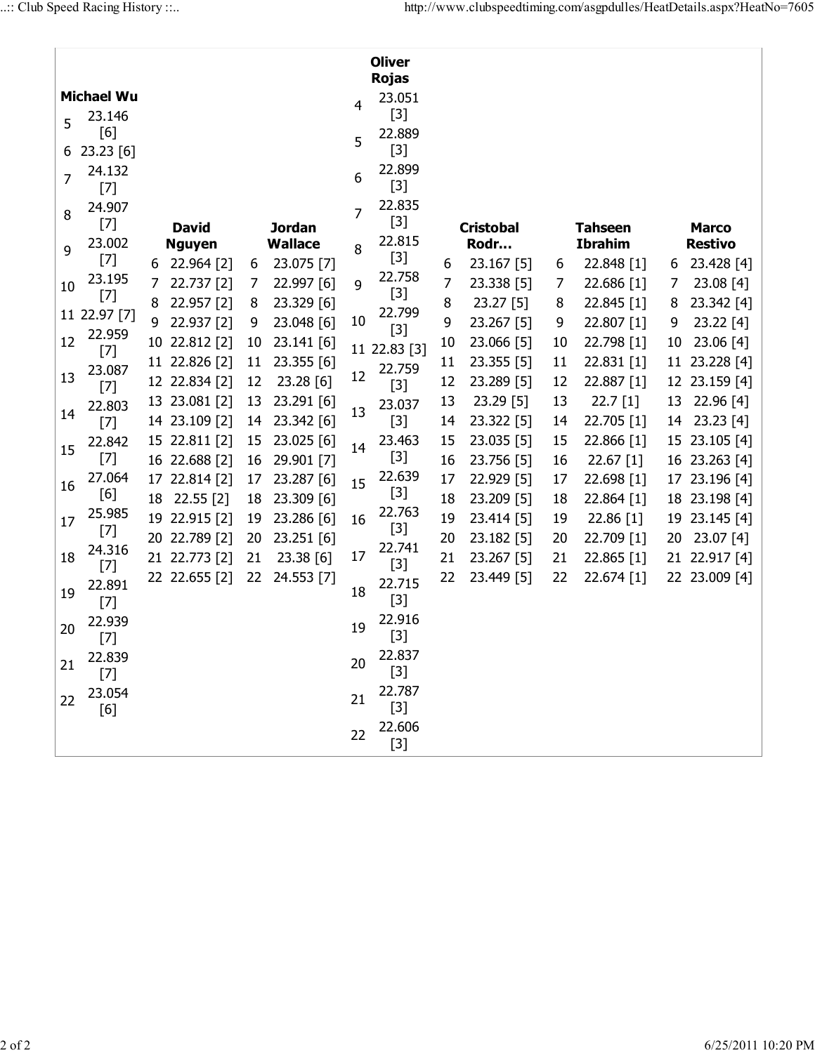| Lap | Michael Wu | David Nguyen | Jordan Wallace | Oliver Rojas | Cristobal Rodr… | Tahseen Ibrahim | Marco Restivo |
|---|---|---|---|---|---|---|---|
| 4 | | | | 23.051 [3] | | | |
| 5 | 23.146 [6] | | | 22.889 [3] | | | |
| 6 | 23.23 [6] | 22.964 [2] | 23.075 [7] | 22.899 [3] | 23.167 [5] | 22.848 [1] | 23.428 [4] |
| 7 | 24.132 [7] | 22.737 [2] | 22.997 [6] | 22.835 [3] | 23.338 [5] | 22.686 [1] | 23.08 [4] |
| 8 | 24.907 [7] | 22.957 [2] | 23.329 [6] | 22.815 [3] | 23.27 [5] | 22.845 [1] | 23.342 [4] |
| 9 | 23.002 [7] | 22.937 [2] | 23.048 [6] | 22.758 [3] | 23.267 [5] | 22.807 [1] | 23.22 [4] |
| 10 | 23.195 [7] | 22.812 [2] | 23.141 [6] | 22.799 [3] | 23.066 [5] | 22.798 [1] | 23.06 [4] |
| 11 | 22.97 [7] | 22.826 [2] | 23.355 [6] | 22.83 [3] | 23.355 [5] | 22.831 [1] | 23.228 [4] |
| 12 | 22.959 [7] | 22.834 [2] | 23.28 [6] | 22.759 [3] | 23.289 [5] | 22.887 [1] | 23.159 [4] |
| 13 | 23.087 [7] | 23.081 [2] | 23.291 [6] | 23.037 [3] | 23.29 [5] | 22.7 [1] | 22.96 [4] |
| 14 | 22.803 [7] | 23.109 [2] | 23.342 [6] | 23.463 [3] | 23.322 [5] | 22.705 [1] | 23.23 [4] |
| 15 | 22.842 [7] | 22.811 [2] | 23.025 [6] | 22.639 [3] | 23.035 [5] | 22.866 [1] | 23.105 [4] |
| 16 | 27.064 [6] | 22.688 [2] | 29.901 [7] | 22.763 [3] | 23.756 [5] | 22.67 [1] | 23.263 [4] |
| 17 | 25.985 [7] | 22.814 [2] | 23.287 [6] | 22.741 [3] | 22.929 [5] | 22.698 [1] | 23.196 [4] |
| 18 | 24.316 [7] | 22.55 [2] | 23.309 [6] | 22.715 [3] | 23.209 [5] | 22.864 [1] | 23.198 [4] |
| 19 | 22.891 [7] | 22.915 [2] | 23.286 [6] | 22.916 [3] | 23.414 [5] | 22.86 [1] | 23.145 [4] |
| 20 | 22.939 [7] | 22.789 [2] | 23.251 [6] | 22.837 [3] | 23.182 [5] | 22.709 [1] | 23.07 [4] |
| 21 | 22.839 [7] | 22.773 [2] | 23.38 [6] | 22.787 [3] | 23.267 [5] | 22.865 [1] | 22.917 [4] |
| 22 | 23.054 [6] | 22.655 [2] | 24.553 [7] | 22.606 [3] | 23.449 [5] | 22.674 [1] | 23.009 [4] |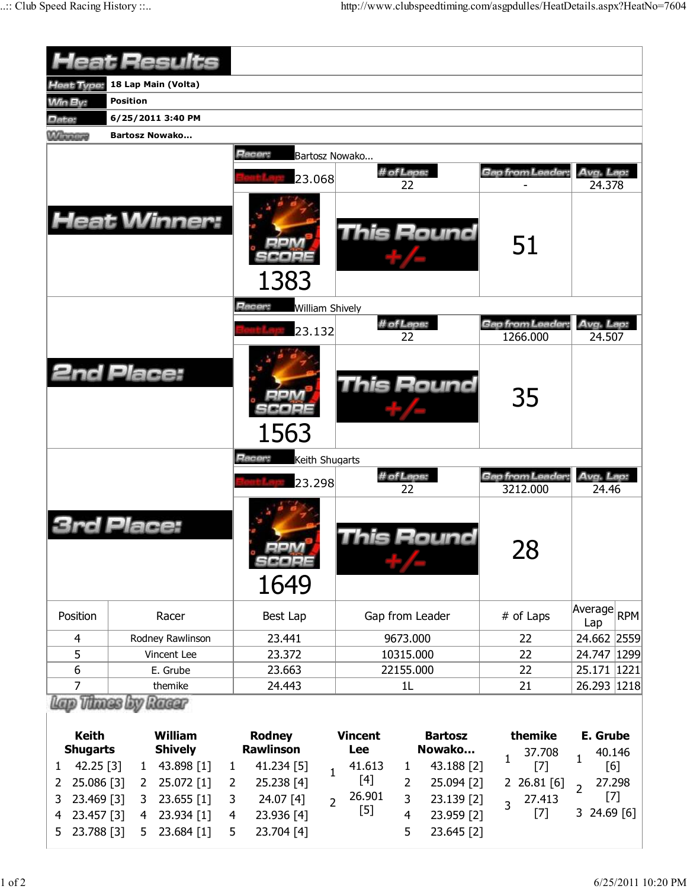# Heat Results

**Heat Type:** 18 Lap Main (Volta)

**Win By:** Position

**Date:** 6/25/2011 3:40 PM

**Winner:** Bartosz Nowako...

## Heat Winner:

| Racer: | Bartosz Nowako... | | |
|---|---|---|---|
| Best Lap: 23.068 | # of Laps: 22 | Gap from Leader: - | Avg. Lap: 24.378 |
| RPM SCORE 1383 | This Round +/- | 51 | |

## 2nd Place:

| Racer: | William Shively | | |
|---|---|---|---|
| Best Lap: 23.132 | # of Laps: 22 | Gap from Leader: 1266.000 | Avg. Lap: 24.507 |
| RPM SCORE 1563 | This Round +/- | 35 | |

## 3rd Place:

| Racer: | Keith Shugarts | | |
|---|---|---|---|
| Best Lap: 23.298 | # of Laps: 22 | Gap from Leader: 3212.000 | Avg. Lap: 24.46 |
| RPM SCORE 1649 | This Round +/- | 28 | |

| Position | Racer | Best Lap | Gap from Leader | # of Laps | Average Lap | RPM |
|---|---|---|---|---|---|---|
| 4 | Rodney Rawlinson | 23.441 | 9673.000 | 22 | 24.662 | 2559 |
| 5 | Vincent Lee | 23.372 | 10315.000 | 22 | 24.747 | 1299 |
| 6 | E. Grube | 23.663 | 22155.000 | 22 | 25.171 | 1221 |
| 7 | themike | 24.443 | 1L | 21 | 26.293 | 1218 |

## Lap Times by Racer

| Lap | Keith Shugarts | William Shively | Rodney Rawlinson | Vincent Lee | Bartosz Nowako... | themike | E. Grube |
|---|---|---|---|---|---|---|---|
| 1 | 42.25 [3] | 43.898 [1] | 41.234 [5] | 41.613 [4] | 43.188 [2] | 37.708 [7] | 40.146 [6] |
| 2 | 25.086 [3] | 25.072 [1] | 25.238 [4] | 26.901 [5] | 25.094 [2] | 26.81 [6] | 27.298 [7] |
| 3 | 23.469 [3] | 23.655 [1] | 24.07 [4] | | 23.139 [2] | 27.413 [7] | 24.69 [6] |
| 4 | 23.457 [3] | 23.934 [1] | 23.936 [4] | | 23.959 [2] | | |
| 5 | 23.788 [3] | 23.684 [1] | 23.704 [4] | | 23.645 [2] | | |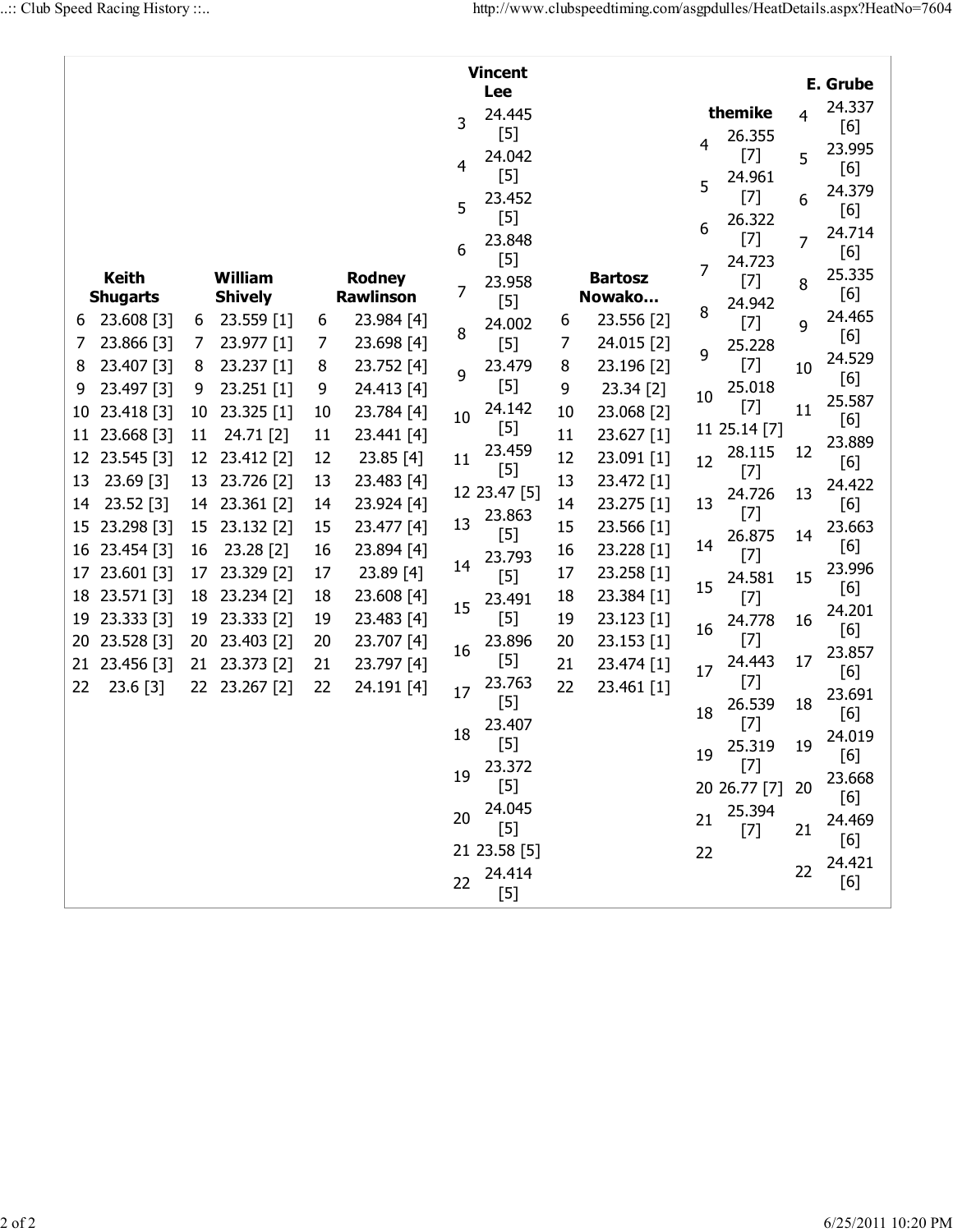| Lap | Keith Shugarts | William Shively | Rodney Rawlinson | Vincent Lee | Bartosz Nowako… | themike | E. Grube |
|---|---|---|---|---|---|---|---|
| 3 | | | | 24.445 [5] | | | |
| 4 | | | | 24.042 [5] | | 26.355 [7] | 24.337 [6] |
| 5 | | | | 23.452 [5] | | 24.961 [7] | 23.995 [6] |
| 6 | 23.608 [3] | 23.559 [1] | 23.984 [4] | 23.848 [5] | 23.556 [2] | 26.322 [7] | 24.379 [6] |
| 7 | 23.866 [3] | 23.977 [1] | 23.698 [4] | 23.958 [5] | 24.015 [2] | 24.723 [7] | 24.714 [6] |
| 8 | 23.407 [3] | 23.237 [1] | 23.752 [4] | 24.002 [5] | 23.196 [2] | 24.942 [7] | 25.335 [6] |
| 9 | 23.497 [3] | 23.251 [1] | 24.413 [4] | 23.479 [5] | 23.34 [2] | 25.228 [7] | 24.465 [6] |
| 10 | 23.418 [3] | 23.325 [1] | 23.784 [4] | 24.142 [5] | 23.068 [2] | 25.018 [7] | 24.529 [6] |
| 11 | 23.668 [3] | 24.71 [2] | 23.441 [4] | 23.459 [5] | 23.627 [1] | 25.14 [7] | 25.587 [6] |
| 12 | 23.545 [3] | 23.412 [2] | 23.85 [4] | 23.47 [5] | 23.091 [1] | 28.115 [7] | 23.889 [6] |
| 13 | 23.69 [3] | 23.726 [2] | 23.483 [4] | 23.863 [5] | 23.472 [1] | 24.726 [7] | 24.422 [6] |
| 14 | 23.52 [3] | 23.361 [2] | 23.924 [4] | 23.793 [5] | 23.275 [1] | 26.875 [7] | 23.663 [6] |
| 15 | 23.298 [3] | 23.132 [2] | 23.477 [4] | 23.491 [5] | 23.566 [1] | 24.581 [7] | 23.996 [6] |
| 16 | 23.454 [3] | 23.28 [2] | 23.894 [4] | 23.896 [5] | 23.228 [1] | 24.778 [7] | 24.201 [6] |
| 17 | 23.601 [3] | 23.329 [2] | 23.89 [4] | 23.763 [5] | 23.258 [1] | 24.443 [7] | 23.857 [6] |
| 18 | 23.571 [3] | 23.234 [2] | 23.608 [4] | 23.407 [5] | 23.384 [1] | 26.539 [7] | 23.691 [6] |
| 19 | 23.333 [3] | 23.333 [2] | 23.483 [4] | 23.372 [5] | 23.123 [1] | 25.319 [7] | 24.019 [6] |
| 20 | 23.528 [3] | 23.403 [2] | 23.707 [4] | 24.045 [5] | 23.153 [1] | 26.77 [7] | 23.668 [6] |
| 21 | 23.456 [3] | 23.373 [2] | 23.797 [4] | 23.58 [5] | 23.474 [1] | 25.394 [7] | 24.469 [6] |
| 22 | 23.6 [3] | 23.267 [2] | 24.191 [4] | 24.414 [5] | 23.461 [1] | | 24.421 [6] |